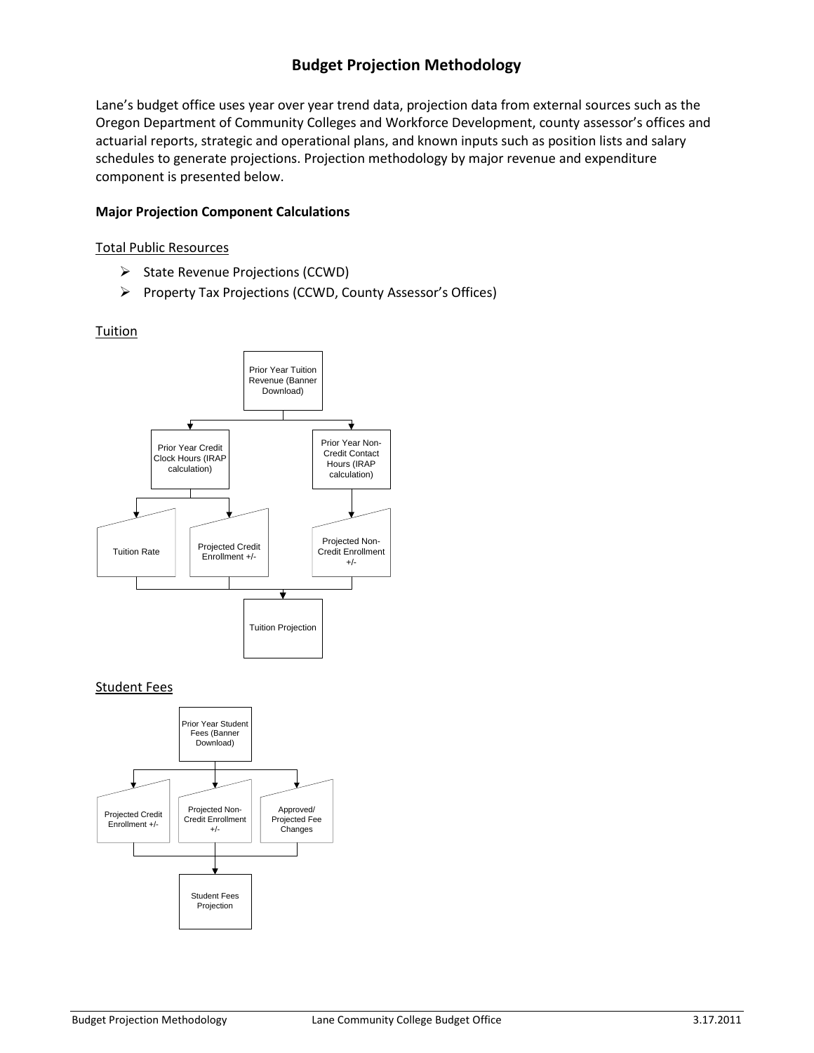# Budget Projection Methodology

Lane's budget office uses year over year trend data, projection data from external sources such as the Oregon Department of Community Colleges and Workforce Development, county assessor's offices and actuarial reports, strategic and operational plans, and known inputs such as position lists and salary schedules to generate projections. Projection methodology by major revenue and expenditure component is presented below.

### Major Projection Component Calculations

Total Public Resources

- State Revenue Projections (CCWD)
- Property Tax Projections (CCWD, County Assessor's Offices)

Tuition

Prior Year Tuition Revenue (Banner Download)

Prior Year Credit Clock Hours (IRAP calculation)

Prior Year Non-Credit Contact Hours (IRAP calculation)

Tuition Rate

Projected Credit Enrollment +/-

Projected Non-Credit Enrollment +/-

Tuition Projection

Student Fees

Prior Year Student Fees (Banner Download)

Projected Credit Enrollment +/-

Projected Non-Credit Enrollment +/-

Approved/ Projected Fee Changes

Student Fees Projection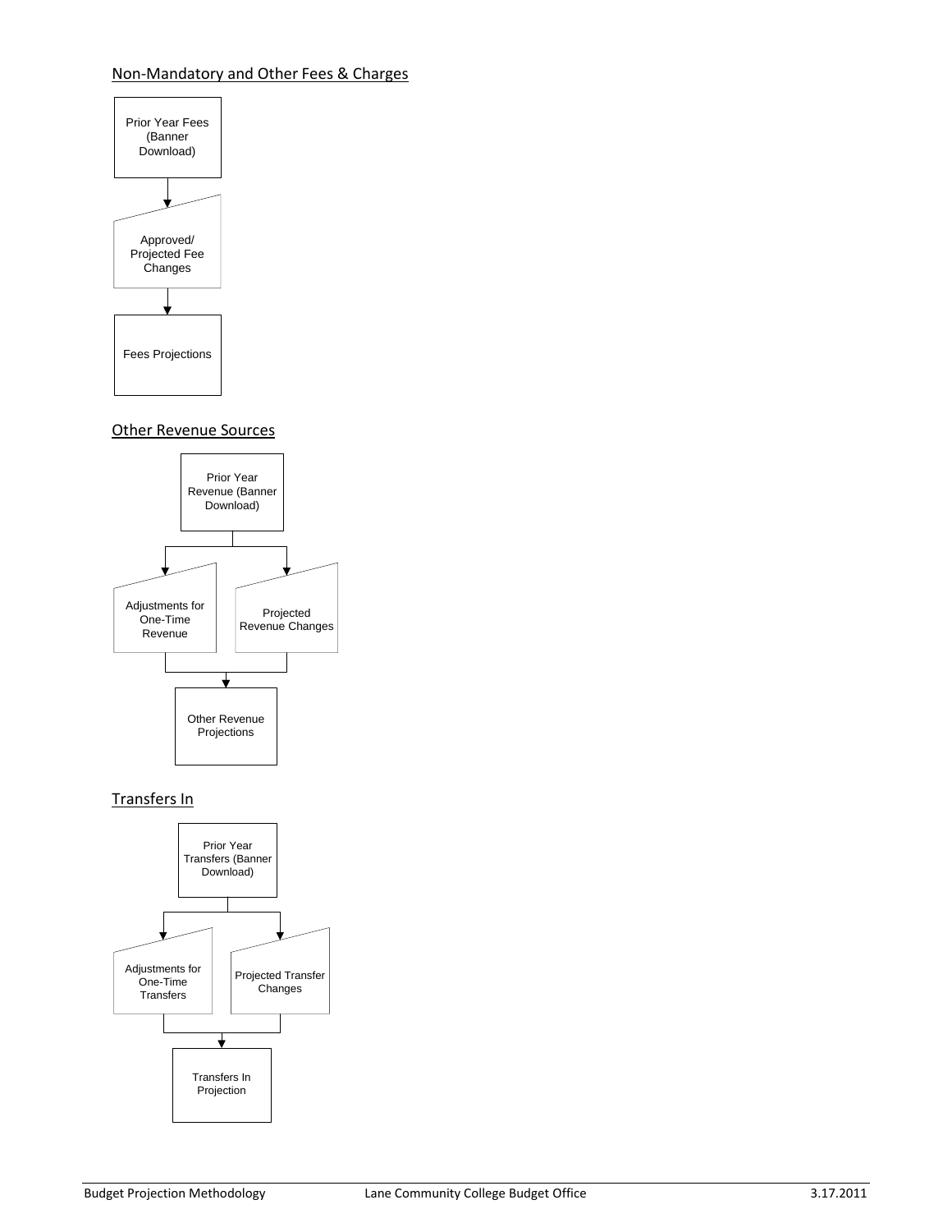Non-Mandatory and Other Fees & Charges

Prior Year Fees (Banner Download)

Approved/ Projected Fee Changes

Fees Projections

Other Revenue Sources

Prior Year Revenue (Banner Download)

Adjustments for One-Time Revenue

Projected Revenue Changes

Other Revenue Projections

Transfers In

Prior Year Transfers (Banner Download)

Adjustments for One-Time Transfers

Projected Transfer Changes

Transfers In Projection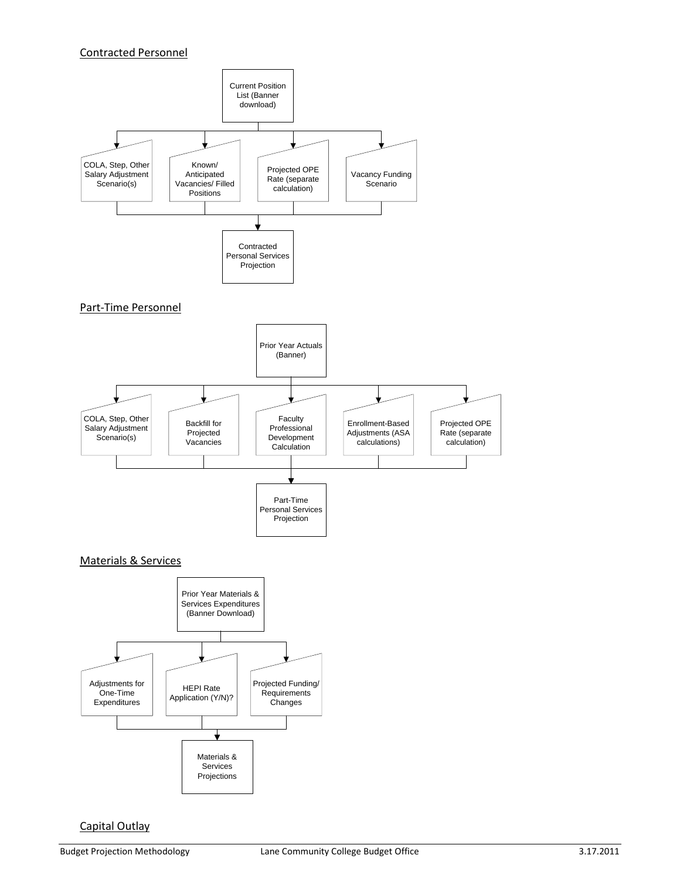## Contracted Personnel

Current Position List (Banner download)

COLA, Step, Other Salary Adjustment Scenario(s)

Known/ Anticipated Vacancies/ Filled Positions

Projected OPE Rate (separate calculation)

Vacancy Funding Scenario

Contracted Personal Services Projection

## Part-Time Personnel

Prior Year Actuals (Banner)

COLA, Step, Other Salary Adjustment Scenario(s)

Backfill for Projected Vacancies

Faculty Professional Development Calculation

Enrollment-Based Adjustments (ASA calculations)

Projected OPE Rate (separate calculation)

Part-Time Personal Services Projection

## Materials & Services

Prior Year Materials & Services Expenditures (Banner Download)

Adjustments for One-Time Expenditures

HEPI Rate Application (Y/N)?

Projected Funding/ Requirements Changes

Materials & Services Projections

## Capital Outlay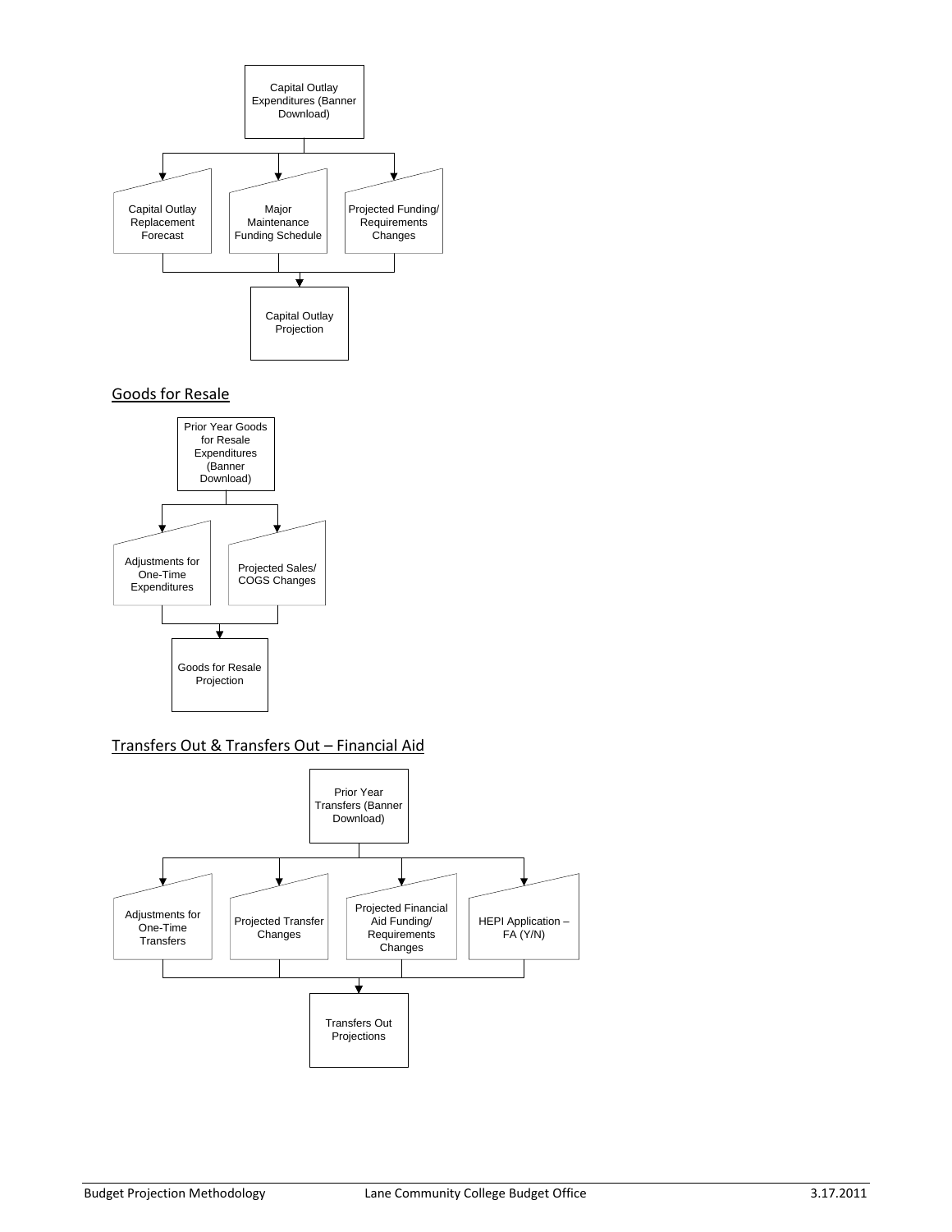Capital Outlay Expenditures (Banner Download)

Capital Outlay Replacement Forecast

Major Maintenance Funding Schedule

Projected Funding/ Requirements Changes

Capital Outlay Projection

## Goods for Resale

Prior Year Goods for Resale Expenditures (Banner Download)

Adjustments for One-Time Expenditures

Projected Sales/ COGS Changes

Goods for Resale Projection

## Transfers Out & Transfers Out – Financial Aid

Prior Year Transfers (Banner Download)

Adjustments for One-Time Transfers

Projected Transfer Changes

Projected Financial Aid Funding/ Requirements Changes

HEPI Application – FA (Y/N)

Transfers Out Projections